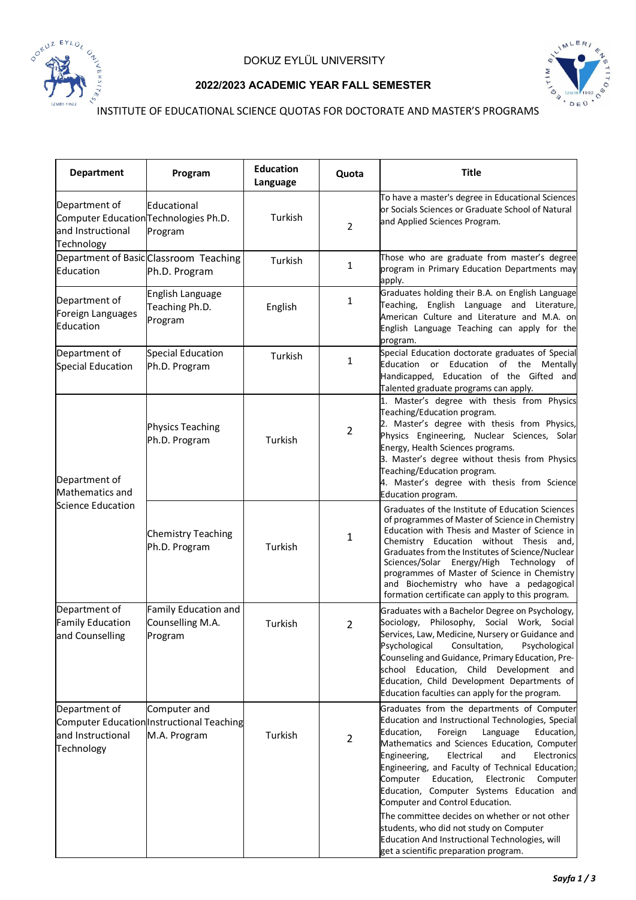# DOKUZ EYLÜL UNIVERSITY

## 2022/2023 ACADEMIC YEAR FALL SEMESTER

INSTITUTE OF EDUCATIONAL SCIENCE QUOTAS FOR DOCTORATE AND MASTER'S PROGRAMS

| Department | Program | Education Language | Quota | Title |
|---|---|---|---|---|
| Department of Computer Education and Instructional Technology | Educational Technologies Ph.D. Program | Turkish | 2 | To have a master's degree in Educational Sciences or Socials Sciences or Graduate School of Natural and Applied Sciences Program. |
| Department of Basic Education | Classroom Teaching Ph.D. Program | Turkish | 1 | Those who are graduate from master's degree program in Primary Education Departments may apply. |
| Department of Foreign Languages Education | English Language Teaching Ph.D. Program | English | 1 | Graduates holding their B.A. on English Language Teaching, English Language and Literature, American Culture and Literature and M.A. on English Language Teaching can apply for the program. |
| Department of Special Education | Special Education Ph.D. Program | Turkish | 1 | Special Education doctorate graduates of Special Education or Education of the Mentally Handicapped, Education of the Gifted and Talented graduate programs can apply. |
| Department of Mathematics and Science Education | Physics Teaching Ph.D. Program | Turkish | 2 | 1. Master's degree with thesis from Physics Teaching/Education program.<br>2. Master's degree with thesis from Physics, Physics Engineering, Nuclear Sciences, Solar Energy, Health Sciences programs.<br>3. Master's degree without thesis from Physics Teaching/Education program.<br>4. Master's degree with thesis from Science Education program. |
| | Chemistry Teaching Ph.D. Program | Turkish | 1 | Graduates of the Institute of Education Sciences of programmes of Master of Science in Chemistry Education with Thesis and Master of Science in Chemistry Education without Thesis and, Graduates from the Institutes of Science/Nuclear Sciences/Solar Energy/High Technology of programmes of Master of Science in Chemistry and Biochemistry who have a pedagogical formation certificate can apply to this program. |
| Department of Family Education and Counselling | Family Education and Counselling M.A. Program | Turkish | 2 | Graduates with a Bachelor Degree on Psychology, Sociology, Philosophy, Social Work, Social Services, Law, Medicine, Nursery or Guidance and Psychological Consultation, Psychological Counseling and Guidance, Primary Education, Pre-school Education, Child Development and Education, Child Development Departments of Education faculties can apply for the program. |
| Department of Computer Education and Instructional Technology | Computer and Instructional Teaching M.A. Program | Turkish | 2 | Graduates from the departments of Computer Education and Instructional Technologies, Special Education, Foreign Language Education, Mathematics and Sciences Education, Computer Engineering, Electrical and Electronics Engineering, and Faculty of Technical Education; Computer Education, Electronic Computer Education, Computer Systems Education and Computer and Control Education.<br>The committee decides on whether or not other students, who did not study on Computer Education And Instructional Technologies, will get a scientific preparation program. |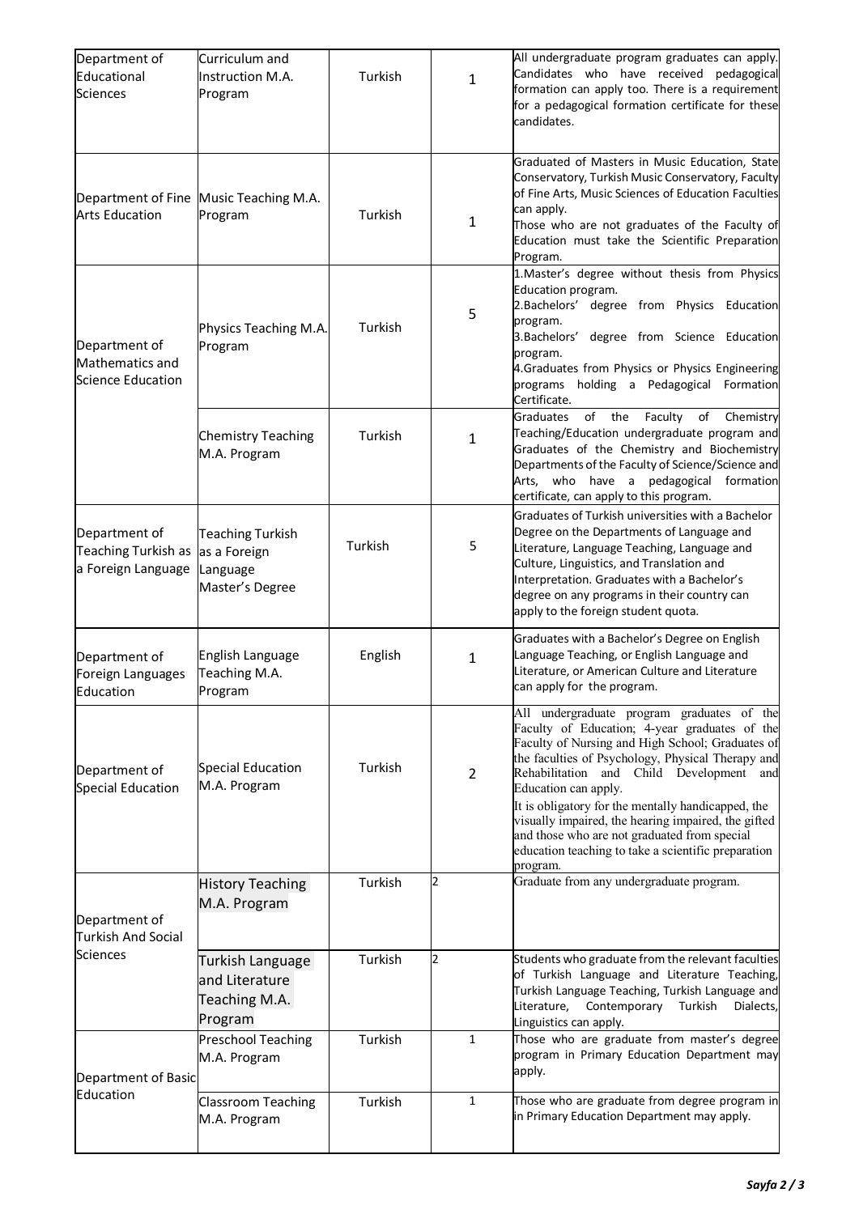| Department of Educational Sciences | Curriculum and Instruction M.A. Program | Turkish | 1 | All undergraduate program graduates can apply. Candidates who have received pedagogical formation can apply too. There is a requirement for a pedagogical formation certificate for these candidates. |
|---|---|---|---|---|
| Department of Fine Arts Education | Music Teaching M.A. Program | Turkish | 1 | Graduated of Masters in Music Education, State Conservatory, Turkish Music Conservatory, Faculty of Fine Arts, Music Sciences of Education Faculties can apply.<br>Those who are not graduates of the Faculty of Education must take the Scientific Preparation Program. |
| Department of Mathematics and Science Education | Physics Teaching M.A. Program | Turkish | 5 | 1.Master's degree without thesis from Physics Education program.<br>2.Bachelors' degree from Physics Education program.<br>3.Bachelors' degree from Science Education program.<br>4.Graduates from Physics or Physics Engineering programs holding a Pedagogical Formation Certificate. |
| | Chemistry Teaching M.A. Program | Turkish | 1 | Graduates of the Faculty of Chemistry Teaching/Education undergraduate program and Graduates of the Chemistry and Biochemistry Departments of the Faculty of Science/Science and Arts, who have a pedagogical formation certificate, can apply to this program. |
| Department of Teaching Turkish as a Foreign Language | Teaching Turkish as a Foreign Language Master's Degree | Turkish | 5 | Graduates of Turkish universities with a Bachelor Degree on the Departments of Language and Literature, Language Teaching, Language and Culture, Linguistics, and Translation and Interpretation. Graduates with a Bachelor's degree on any programs in their country can apply to the foreign student quota. |
| Department of Foreign Languages Education | English Language Teaching M.A. Program | English | 1 | Graduates with a Bachelor's Degree on English Language Teaching, or English Language and Literature, or American Culture and Literature can apply for the program. |
| Department of Special Education | Special Education M.A. Program | Turkish | 2 | All undergraduate program graduates of the Faculty of Education; 4-year graduates of the Faculty of Nursing and High School; Graduates of the faculties of Psychology, Physical Therapy and Rehabilitation and Child Development and Education can apply.<br>It is obligatory for the mentally handicapped, the visually impaired, the hearing impaired, the gifted and those who are not graduated from special education teaching to take a scientific preparation program. |
| Department of Turkish And Social Sciences | History Teaching M.A. Program | Turkish | 2 | Graduate from any undergraduate program. |
| | Turkish Language and Literature Teaching M.A. Program | Turkish | 2 | Students who graduate from the relevant faculties of Turkish Language and Literature Teaching, Turkish Language Teaching, Turkish Language and Literature, Contemporary Turkish Dialects, Linguistics can apply. |
| Department of Basic Education | Preschool Teaching M.A. Program | Turkish | 1 | Those who are graduate from master's degree program in Primary Education Department may apply. |
| | Classroom Teaching M.A. Program | Turkish | 1 | Those who are graduate from degree program in in Primary Education Department may apply. |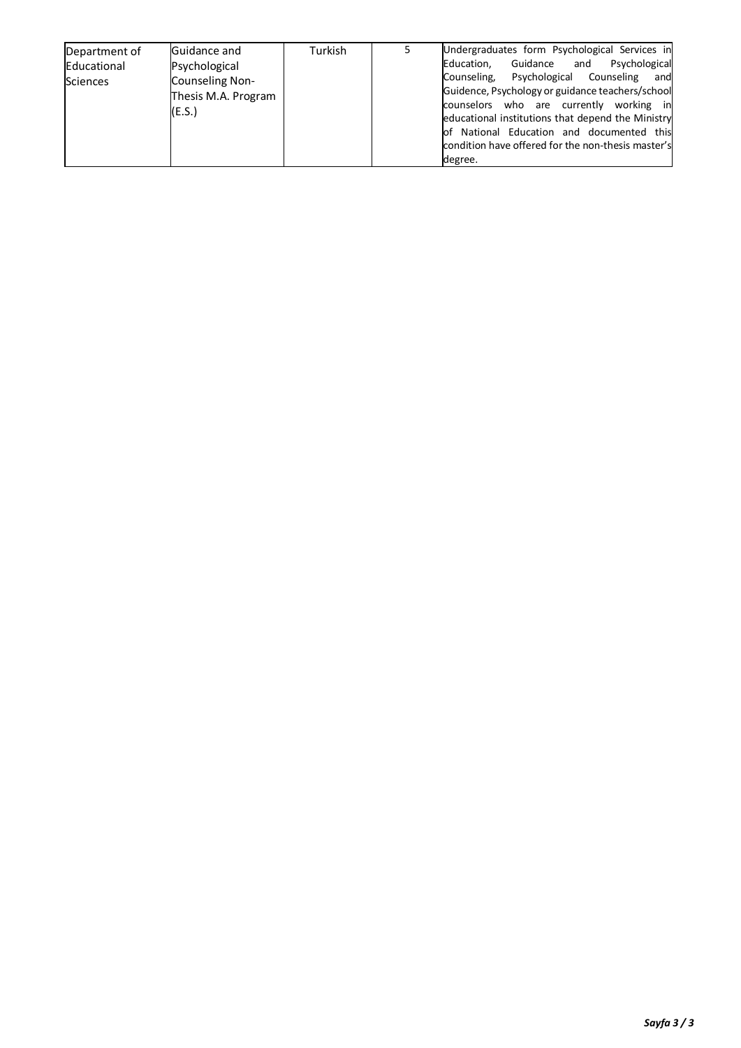| | | | | |
|---|---|---|---|---|
| Department of Educational Sciences | Guidance and Psychological Counseling Non-Thesis M.A. Program (E.S.) | Turkish | 5 | Undergraduates form Psychological Services in Education, Guidance and Psychological Counseling, Psychological Counseling and Guidence, Psychology or guidance teachers/school counselors who are currently working in educational institutions that depend the Ministry of National Education and documented this condition have offered for the non-thesis master's degree. |